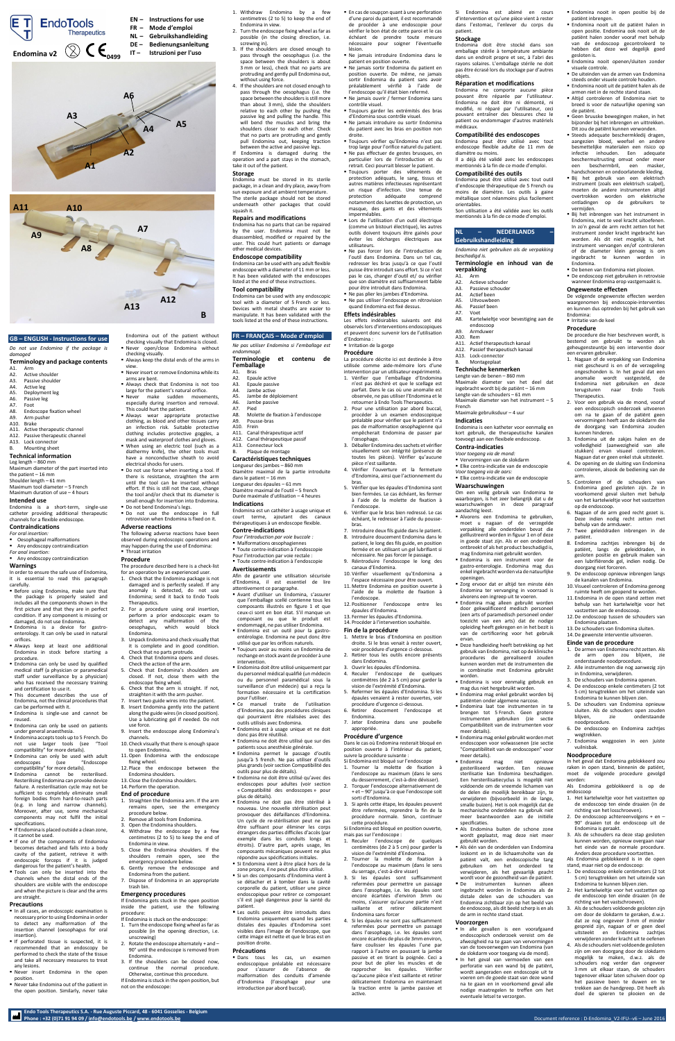# EndoTools Therapeutics

**Endoma v2** CE 0499

EN – Instructions for use
FR – Mode d'emploi
NL – Gebruikshandleiding
DE – Bedienungsanleitung
IT – Istruzioni per l'uso

A6 A3 A4 A5 A2 A1 A11 A10 A7 A9 A8 A13 A12 B

## GB – ENGLISH - Instructions for use

*Do not use Endoma if the package is damaged*

### Terminology and package contents

A1. Arm
A2. Active shoulder
A3. Passive shoulder
A4. Active leg
A5. Deployment leg
A6. Passive leg
A7. Foot
A8. Endoscope fixation wheel
A9. Arm pusher
A10. Brake
A11. Active therapeutic channel
A12. Passive therapeutic channel
A13. Lock connector
B. Mounting sheet

### Technical information

Leg length – 860 mm
Maximum diameter of the part inserted into the patient – 16 mm
Shoulder length – 61 mm
Maximum tool diameter – 5 French
Maximum duration of use – 4 hours

### Intended use

Endoma is a short-term, single-use catheter providing additional therapeutic channels for a flexible endoscope.

### Contraindications

*For oral insertion:*
- Oesophageal malformations
- Any endoscopy contraindication

*For anal insertion:*
- Any endoscopy contraindication

### Warnings

In order to ensure the safe use of Endoma, it is essential to read this paragraph carefully.

- Before using Endoma, make sure that the package is properly sealed and includes all the components shown in the first picture and that they are in perfect condition. If any component is missing or damaged, do not use Endoma.
- Endoma is a device for gastro-enterology. It can only be used in natural orifices.
- Always keep at least one additional Endoma in stock before starting a procedure.
- Endoma can only be used by qualified medical staff (a physician or paramedical staff under surveillance by a physician) who has received the necessary training and certification to use it.
- This document describes the use of Endoma, not the clinical procedures that can be performed with it.
- Endoma is single-use and cannot be reused.
- Endoma can only be used on patients under general anaesthesia.
- Endoma accepts tools up to 5 French. Do not use larger tools (see "Tool compatibility" for more details).
- Endoma can only be used with adult endoscopes (see "Endoscope compatibility" for more details).
- Endoma cannot be resterilised. Resterilising Endoma can provoke device failure. A resterilisation cycle may not be sufficient to completely eliminate small foreign bodies from hard-to-reach parts (e.g. in long and narrow channels). Moreover, after use, some mechanical components may not fulfil the initial specifications.
- If Endoma is placed outside a clean zone, it cannot be used.
- If one of the components of Endoma becomes detached and falls into a body cavity of the patient, retrieve it with endoscopic forceps if it is judged dangerous for the patient's health.
- Tools can only be inserted into the channels when the distal ends of the shoulders are visible with the endoscope and when the picture is clear and the arms are straight.

### Precautions

- In all cases, an endoscopic examination is necessary prior to using Endoma in order to detect any malformation of the insertion channel (oesophagus for oral insertion).
- If perforated tissue is suspected, it is recommended that an endoscopy be performed to check the state of the tissue and take all necessary measures to treat any lesions.
- Never insert Endoma in the open position.
- Never take Endoma out of the patient in the open position. Similarly, never take Endoma out of the patient without checking visually that Endoma is closed.
- Never open/close Endoma without checking visually.
- Always keep the distal ends of the arms in view.
- Never insert or remove Endoma while its arms are bent.
- Always check that Endoma is not too large for the patient's natural orifice.
- Never make sudden movements, especially during insertion and removal. This could hurt the patient.
- Always wear appropriate protective clothing, as blood and other tissues carry an infection risk. Suitable protective clothing includes protective goggles, a mask and waterproof clothes and gloves.
- When using an electric tool (such as a diathermy knife), the other tools must have a nonconductive sheath to avoid electrical shocks for users.
- Do not use force when inserting a tool. If there is resistance, straighten the arm until the tool can be inserted without effort. If this is still not the case, change the tool and/or check that its diameter is small enough for insertion into Endoma.
- Do not bend Endoma's legs.
- Do not use the endoscope in full retrovision when Endoma is fixed on it.

### Adverse reactions

The following adverse reactions have been observed during endoscopic operations and may happen during the use of Endoma:
- Throat irritation

### Procedure

The procedure described here is a check-list for an operation by an experienced user:

1. Check that the Endoma package is not damaged and is perfectly sealed. If any anomaly is detected, do not use Endoma; send it back to Endo Tools Therapeutics.
2. For a procedure using oral insertion, perform a prior endoscopic exam to detect any malformation of the oesophagus, which would block Endoma.
3. Unpack Endoma and check visually that it is complete and in good condition. Check that no parts protrude.
4. Check that Endoma opens and closes. Check the action of the arm.
5. Check that Endoma's shoulders are closed. If not, close them with the endoscope fixing wheel.
6. Check that the arm is straight. If not, straighten it with the arm pusher.
7. Insert two guide wires into the patient.
8. Insert Endoma gently into the patient along the guide wires (in closed position). Use a lubricating gel if needed. Do not use force.
9. Insert the endoscope along Endoma's channels.
10. Check visually that there is enough space to open Endoma.
11. Open Endoma with the endoscope fixing wheel.
12. Place the endoscope between the Endoma shoulders.
13. Close the Endoma shoulders.
14. Perform the operation.

### End of procedure

1. Straighten the Endoma arm. If the arm remains open, see the emergency procedure below.
2. Remove all tools from Endoma.
3. Open the Endoma shoulders.
4. Withdraw the endoscope by a few centimetres (2 to 5) to keep the end of Endoma in view.
5. Close the Endoma shoulders. If the shoulders remain open, see the emergency procedure below.
6. Gently remove the endoscope and Endoma from the patient.
7. Dispose of Endoma in an appropriate trash bin.

### Emergency procedures

If Endoma gets stuck in the open position inside the patient, use the following procedure:

If Endoma is stuck on the endoscope:
1. Turn the endoscope fixing wheel as far as possible (in the opening direction, i.e. unscrewing)
2. Rotate the endoscope alternately + and – 90° until the endoscope is removed from Endoma.
3. If the shoulders can be closed now, continue the normal procedure. Otherwise, continue this procedure.

If Endoma is stuck in the open position, but not on the endoscope:

1. Withdraw Endoma by a few centimetres (2 to 5) to keep the end of Endoma in view.
2. Turn the endoscope fixing wheel as far as possible (in the closing direction, i.e. screwing in).
3. If the shoulders are closed enough to pass through the oesophagus (i.e. the space between the shoulders is about 3 mm or less), check that no parts are protruding and gently pull Endoma out, without using force.
4. If the shoulders are not closed enough to pass through the oesophagus (i.e. the space between the shoulders is still more than about 3 mm), slide the shoulders relative to each other by pushing the passive leg and pulling the handle. This will bend the muscles and bring the shoulders closer to each other. Check that no parts are protruding and gently pull Endoma out, keeping traction between the active and passive legs.

If Endoma is damaged during the operation and a part stays in the stomach, take it out of the patient.

### Storage

Endoma must be stored in its sterile package, in a clean and dry place, away from sun exposure and at ambient temperature. The sterile package should not be stored underneath other packages that could squash it.

### Repairs and modifications

Endoma has no parts that can be repaired by the user. Endoma must not be disassembled, modified or repaired by the user. This could hurt patients or damage other medical devices.

### Endoscope compatibility

Endoma can be used with any adult flexible endoscope with a diameter of 11 mm or less. It has been validated with the endoscopes listed at the end of these instructions.

### Tool compatibility

Endoma can be used with any endoscopic tool with a diameter of 5 French or less. Devices with metal sheaths are easier to manipulate. It has been validated with the tools listed at the end of these instructions.

## FR – FRANÇAIS – Mode d'emploi

*Ne pas utiliser Endoma si l'emballage est endommagé.*

### Terminologie et contenu de l'emballage

A1. Bras
A2. Épaule active
A3. Épaule passive
A4. Jambe active
A5. Jambe de déploiement
A6. Jambe passive
A7. Pied
A8. Molette de fixation à l'endoscope
A9. Pousse-bras
A10. Frein
A11. Canal thérapeutique actif
A12. Canal thérapeutique passif
A13. Connecteur lock
B. Plaque de montage

### Caractéristiques techniques

Longueur des jambes – 860 mm
Diamètre maximal de la partie introduite dans le patient – 16 mm
Longueur des épaules – 61 mm
Diamètre maximal de l'outil – 5 french
Durée maximale d'utilisation – 4 heures

### Indications

Endoma est un cathéter à usage unique et court terme, ajoutant des canaux thérapeutiques à un endoscope flexible.

### Contre-indications

*Pour l'introduction par voie buccale :*
- Malformations œsophagiennes
- Toute contre-indication à l'endoscopie

Pour l'introduction par voie rectale :
- Toute contre-indication à l'endoscopie

### Avertissements

Afin de garantir une utilisation sécurisée d'Endoma, il est essentiel de lire attentivement ce paragraphe.

- Avant d'utiliser un Endoma, s'assurer que l'emballage scellé contienne tous les composants illustrés en figure 1 et que ceux-ci sont en bon état. S'il manque un composant ou que le produit est endommagé, ne pas utiliser Endoma.
- Endoma est un outil pour la gastro-entérologie. Endoma ne peut donc être utilisé que par les orifices naturels.
- Toujours avoir au moins un Endoma de rechange en stock avant de procéder à une intervention.
- Endoma doit être utilisé uniquement par du personnel médical qualifié (un médecin ou du personnel paramédical sous la surveillance d'un médecin) qui a reçu la formation nécessaire et la certification pour l'utiliser.
- Ce manuel traite de l'utilisation d'Endoma, pas des procédures cliniques qui pourraient être réalisées avec des outils utilisés avec Endoma.
- Endoma est à usage unique et ne doit donc pas être réutilisé.
- Endoma ne doit être utilisé que sur des patients sous anesthésie générale.
- Endoma permet le passage d'outils jusqu'à 5 french. Ne pas utiliser d'outils plus grands (voir section Compatibilité des outils pour plus de détails).
- Endoma ne doit être utilisé qu'avec des endoscopes pour adultes (voir section « Compatibilité des endoscopes » pour plus de détails).
- Endoma ne doit pas être stérilisé à nouveau. Une nouvelle stérilisation peut provoquer des défaillances d'Endoma. Un cycle de re-stérilisation peut ne pas être suffisant pour éliminer les corps étrangers des parties difficiles d'accès (par exemple dans les conduits longs et étroits). D'autre part, après usage, les composants mécaniques peuvent ne plus répondre aux spécifications initiales.
- Si Endoma vient à être placé hors de la zone propre, il ne peut plus être utilisé.
- Si un des composants d'Endoma vient à se détacher et à tomber dans la cavité corporelle du patient, utiliser une pince endoscopique pour retirer ce composant s'il est jugé dangereux pour la santé du patient.
- Les outils peuvent être introduits dans Endoma uniquement quand les parties distales des épaules d'Endoma sont visibles dans l'image de l'endoscope, que cette image est nette et que le bras est en position droite.

### Précautions

- Dans tous les cas, un examen endoscopique préalable est nécessaire pour s'assurer de l'absence de malformation des conduits d'amenée d'Endoma (l'œsophage pour une introduction par abord buccal).
- En cas de soupçon quant à une perforation d'une paroi du patient, il est recommandé de procéder à une endoscopie pour vérifier le bon état de cette paroi et le cas échéant de prendre toute mesure nécessaire pour soigner l'éventuelle lésion.
- Ne jamais introduire Endoma dans le patient en position ouverte.
- Ne jamais sortir Endoma du patient en position ouverte. De même, ne jamais sortir Endoma du patient sans avoir préalablement vérifié à l'aide de l'endoscope qu'il était bien refermé.
- Ne jamais ouvrir / fermer Endoma sans contrôle visuel.
- Toujours garder les extrémités des bras d'Endoma sous contrôle visuel.
- Ne jamais introduire ou sortir Endoma du patient avec les bras en position non droite.
- Toujours vérifier qu'Endoma n'est pas trop large pour l'orifice naturel du patient.
- Ne pas effectuer de gestes brusques, en particulier lors de l'introduction et du retrait. Ceci pourrait blesser le patient.
- Toujours porter des vêtements de protection adéquats, le sang, tissus et autres matières infectieuses représentant un risque d'infection. Une tenue de protection adéquate comprend notamment des lunettes de protection, un masque, des gants et des vêtements imperméables.
- Lors de l'utilisation d'un outil électrique (comme un bistouri électrique), les autres outils doivent toujours être gainés pour éviter les décharges électriques aux utilisateurs.
- Ne pas forcer lors de l'introduction de l'outil dans Endoma. Dans un tel cas, redresser les bras jusqu'à ce que l'outil puisse être introduit sans effort. Si ce n'est pas le cas, changer d'outil et/ ou vérifier que son diamètre est suffisamment faible pour être introduit dans Endoma.
- Ne pas plier les jambes d'Endoma.
- Ne pas utiliser l'endoscope en rétrovision quand Endoma est fixé dessus.

### Effets indésirables

Les effets indésirables suivants ont été observés lors d'interventions endoscopiques et peuvent donc survenir lors de l'utilisation d'Endoma :
- Irritation de la gorge

### Procédure

La procédure décrite ici est destinée à être utilisée comme aide-mémoire lors d'une intervention par un utilisateur expérimenté.

1. Vérifier que l'emballage d'Endoma n'est pas déchiré et que le scellage est parfait. Dans le cas où une anomalie est observée, ne pas utiliser l'Endoma et le retourner à Endo Tools Therapeutics.
2. Pour une utilisation par abord buccal, procéder à un examen endoscopique préalable pour vérifier que le patient n'a pas de malformation œsophagienne qui empêcherait Endoma de passer par l'œsophage.
3. Déballer Endoma des sachets et vérifier visuellement son intégrité (présence de toutes les pièces). Vérifier qu'aucune pièce n'est saillante.
4. Vérifier l'ouverture et la fermeture d'Endoma, ainsi que l'actionnement du bras.
5. Vérifier que les épaules d'Endoma sont bien fermées. Le cas échéant, les fermer à l'aide de la molette de fixation à l'endoscope.
6. Vérifier que le bras bien redressé. Le cas échéant, le redresser à l'aide du pousse-bras.
7. Introduire deux fils guide dans le patient.
8. Introduire doucement Endoma dans le patient, le long des fils guide, en position fermée et en utilisant un gel lubrifiant si nécessaire. Ne pas forcer le passage.
9. Réintroduire l'endoscope le long des canaux d'Endoma.
10. Vérifier visuellement qu'Endoma a l'espace nécessaire pour être ouvert.
11. Mettre Endoma en position ouverte à l'aide de la molette de fixation à l'endoscope.
12. Positionner l'endoscope entre les épaules d'Endoma.
13. Fermer les épaules d'Endoma.
14. Procéder à l'intervention souhaitée.

### Fin de la procédure

1. Mettre le bras d'Endoma en position droite. Si le bras venait à rester ouvert, voir procédure d'urgence ci-dessous.
2. Retirer tous les outils encore présents dans Endoma.
3. Ouvrir les épaules d'Endoma.
4. Reculer l'endoscope de quelques centimètres (de 2 à 5 cm) pour garder la vision de l'extrémité d'Endoma.
5. Refermer les épaules d'Endoma. Si les épaules venaient à rester ouvertes, voir procédure d'urgence ci-dessous.
6. Retirer doucement l'endoscope et Endoma.
7. Jeter Endoma dans une poubelle appropriée.

### Procédure d'urgence

Dans le cas où Endoma resterait bloqué en position ouverte à l'intérieur du patient, suivre la procédure suivante :

Si Endoma est bloqué sur l'endoscope

1. Tourner la molette de fixation à l'endoscope au maximum (dans le sens du desserrement, c'est-à-dire dévisser).
2. Torquer l'endoscope alternativement de + et – 90° jusqu'à ce que l'endoscope soit sorti d'Endoma.
3. Si après cette étape, les épaules peuvent être refermées, reprendre à la fin de la procédure normale. Sinon, continuer cette procédure.

Si Endoma est bloqué en position ouverte, mais pas sur l'endoscope :

1. Reculer l'endoscope de quelques centimètres (de 2 à 5 cm) pour garder la vision de l'extrémité d'Endoma.
2. Tourner la molette de fixation à l'endoscope au maximum (dans le sens du serrage, c'est-à-dire visser).
3. Si les épaules sont suffisamment refermées pour permettre un passage dans l'œsophage, i.e. les épaules sont encore écartées d'environ 3mm ou moins, s'assurer qu'aucune partie n'est saillante et retirer délicatement Endoma sans forcer
4. Si les épaules ne sont pas suffisamment refermées pour permettre un passage dans l'œsophage, i.e. les épaules sont encore écartées de plus de 3mm environ, faire coulisser les épaules l'une par rapport à l'autre en poussant la jambe passive et en tirant la poignée. Ceci a pour but de plier les muscles et de rapprocher les épaules. Vérifier qu'aucune pièce n'est saillante et retirer délicatement Endoma en maintenant la traction entre la jambe passive et active.

Si Endoma est abîmé en cours d'intervention et qu'une pièce vient à rester dans l'estomac, l'enlever du corps du patient.

### Stockage

Endoma doit être stocké dans son emballage stérile à température ambiante dans un endroit propre et sec à l'abri des rayons solaires. L'emballage stérile ne doit pas être écrasé lors du stockage par d'autres objets.

### Réparation et modifications

Endoma ne comporte aucune pièce pouvant être réparée par l'utilisateur. Endoma ne doit être ni démonté, ni modifié, ni réparé par l'utilisateur, ceci pouvant entraîner des blessures chez le patient ou endommager d'autres matériels médicaux.

### Compatibilité des endoscopes

Endoma peut être utilisé avec tout endoscope flexible adulte de 11 mm de diamètre ou moins.

Il a déjà été validé avec les endoscopes mentionnés à la fin de ce mode d'emploi.

### Compatibilité des outils

Endoma peut être utilisé avec tout outil d'endoscopie thérapeutique de 5 French ou moins de diamètre. Les outils à gaine métallique sont néanmoins plus facilement orientables.

Son utilisation a été validée avec les outils mentionnés à la fin de ce mode d'emploi.

## NL – NEDERLANDS – Gebruikshandleiding

*Endoma niet gebruiken als de verpakking beschadigd is.*

### Terminologie en inhoud van de verpakking

A1. Arm
A2. Actieve schouder
A3. Passieve schouder
A4. Actief been
A5. Uitvouwbeen
A6. Passief been
A7. Voet
A8. Kartelwieltje voor bevestiging aan de endoscoop
A9. Armduwer
A10. Rem
A11. Actief therapeutisch kanaal
A12. Passief therapeutisch kanaal
A13. Lock-connector
B. Montageplaat

### Technische kenmerken

Lengte van de benen – 860 mm
Maximale diameter van het deel dat ingebracht wordt bij de patiënt – 16 mm
Lengte van de schouders – 61 mm
Maximale diameter van het instrument – 5 French
Maximale gebruiksduur – 4 uur

### Indicaties

Endoma is een katheter voor eenmalig en kort gebruik, die therapeutische kanalen toevoegt aan een flexibele endoscoop.

### Contra-indicaties

*Voor toegang via de mond:*
- Vervormingen van de slokdarm
- Elke contra-indicatie van de endoscopie

*Voor toegang via de aars:*
- Elke contra-indicatie van de endoscopie

### Waarschuwingen

Om een veilig gebruik van Endoma te waarborgen, is het zeer belangrijk dat u de waarschuwingen in deze paragraaf aandachtig leest.

- Alvorens een Endoma te gebruiken, moet u nagaan of de verzegelde verpakking alle onderdelen bevat die geïllustreerd worden in figuur 1 en of deze in goede staat zijn. Als er een onderdeel ontbreekt of als het product beschadigd is, mag Endoma niet gebruikt worden.
- Endoma is een instrument voor de gastro-enterologie. Endoma mag dus enkel ingebracht worden via de natuurlijke openingen.
- Zorg ervoor dat er altijd ten minste één Endoma ter vervanging in voorraad is alvorens een ingreep uit te voeren.
- Endoma mag alleen gebruikt worden door gekwalificeerd medisch personeel (een arts of paramedisch personeel onder toezicht van een arts) dat de nodige opleiding heeft gekregen en in het bezit is van de certificering voor het gebruik ervan.
- Deze handleiding heeft betrekking op het gebruik van Endoma, niet op de klinische procedures die gerealiseerd zouden kunnen worden met de instrumenten die in combinatie met Endoma gebruikt worden.
- Endoma is voor eenmalig gebruik en mag dus niet hergebruikt worden.
- Endoma mag enkel gebruikt worden bij patiënten onder algemene narcose.
- Endoma laat toe instrumenten in te brengen tot 5 French. Geen grotere instrumenten gebruiken (zie sectie Compatibiliteit van de instrumenten voor meer details).
- Endoma mag enkel gebruikt worden met endoscopen voor volwassenen (zie sectie "Compatibiliteit van de endoscopen" voor meer details).
- Endoma mag niet opnieuw gesteriliseerd worden. Een nieuwe sterilisatie kan Endoma beschadigen. Een hersterilisatiecyclus is mogelijk niet voldoende om de vreemde lichamen van de delen die moeilijk bereikbaar zijn, te verwijderen (bijvoorbeeld in de lange, smalle buizen). Het is ook mogelijk dat de mechanische onderdelen na gebruik niet meer beantwoorden aan de initiële specificaties.
- Als Endoma buiten de schone zone wordt geplaatst, mag deze niet meer gebruikt worden.
- Als één van de onderdelen van Endoma loskomt en in de lichaamsholte van de patiënt valt, een endoscopische tang gebruiken om het onderdeel te verwijderen, als het gevaarlijk geacht wordt voor de gezondheid van de patiënt.
- De instrumenten kunnen alleen ingebracht worden in Endoma als de distale delen van de schouders van Endoma zichtbaar zijn op het beeld van de endoscoop, als dit beeld scherp is en als de arm in rechte stand staat.

### Voorzorgen

- In alle gevallen is een voorafgaand endoscopisch onderzoek vereist om de afwezigheid na te gaan van vervormingen van de toevoerwegen van Endoma (van de slokdarm voor toegang via de mond).
- In het geval van vermoeden van een perforatie van een wand bij de patiënt, wordt aangeraden een endoscopie uit te voeren om de goede staat van deze wand na te gaan en in voorkomend geval alle nodige maatregelen te treffen om het eventuele letsel te verzorgen.
- Endoma nooit in open positie bij de patiënt inbrengen.
- Endoma nooit uit de patiënt halen in open positie. Endoma ook nooit uit de patiënt halen zonder vooraf met behulp van de endoscoop gecontroleerd te hebben dat deze wel degelijk goed gesloten is.
- Endoma nooit openen/sluiten zonder visuele controle.
- De uiteinden van de armen van Endoma steeds onder visuele controle houden.
- Endoma nooit uit de patiënt halen als de armen niet in de rechte stand staan.
- Altijd controleren of Endoma niet te breed is voor de natuurlijke opening van de patiënt.
- Geen bruuske bewegingen maken, in het bijzonder bij het inbrengen en uittrekken. Dit zou de patiënt kunnen verwonden.
- Steeds adequate beschermkledij dragen, aangezien bloed, weefsel en andere besmettelijke materialen een risico op infectie inhouden. Een adequate beschermuitrusting omvat onder meer een beschermbril, een masker, handschoenen en ondoorlatende kleding.
- Bij het gebruik van een elektrisch instrument (zoals een elektrisch scalpel), moeten de andere instrumenten altijd overtrokken worden om elektrische ontladingen op de gebruikers te vermijden.
- Bij het inbrengen van het instrument in Endoma, niet te veel kracht uitoefenen. In zo'n geval de arm recht zetten tot het instrument zonder kracht ingebracht kan worden. Als dit niet mogelijk is, het instrument vervangen en/of controleren of de diameter klein genoeg is om ingebracht te kunnen worden in Endoma.
- De benen van Endoma niet plooien.
- De endoscoop niet gebruiken in retrovisie wanneer Endoma erop vastgemaakt is.

### Ongewenste effecten

De volgende ongewenste effecten werden waargenomen bij endoscopie-interventies en kunnen dus optreden bij het gebruik van Endoma:
- Irritatie van de keel

### Procedure

De procedure die hier beschreven wordt, is bestemd om gebruikt te worden als geheugensteuntje bij een interventie door een ervaren gebruiker.

1. Nagaan of de verpakking van Endoma niet gescheurd is en of de verzegeling ongeschonden is. In het geval dat een anomalie wordt vastgesteld, de Endoma niet gebruiken en deze terugsturen naar Endo Tools Therapeutics.
2. Voor een gebruik via de mond, vooraf een endoscopisch onderzoek uitvoeren om na te gaan of de patiënt geen vervormingen heeft aan de slokdarm die de doorgang van Endoma zouden kunnen hinderen.
3. Endoma uit de zakjes halen en de volledigheid (aanwezigheid van alle stukken) ervan visueel controleren. Nagaan dat er geen enkel stuk uitsteekt.
4. De opening en de sluiting van Endoma controleren, alsook de bediening van de arm.
5. Controleren of de schouders van Endoma goed gesloten zijn. Ze in voorkomend geval sluiten met behulp van het kartelwieltje voor het vastzetten op de endoscoop.
6. Nagaan of de arm goed recht gezet is. Deze indien nodig recht zetten met behulp van de armduwer.
7. Twee geleidraden inbrengen in de patiënt.
8. Endoma zachtjes inbrengen bij de patiënt, langs de geleidraden, in gesloten positie en gebruik maken van een lubrifiërende gel, indien nodig. De doorgang niet forceren.
9. De endoscoop opnieuw inbrengen langs de kanalen van Endoma.
10. Visueel controleren of Endoma genoeg ruimte heeft om geopend te worden.
11. Endoma in de open stand zetten met behulp van het kartelwieltje voor het vastzetten aan de endoscoop.
12. De endoscoop tussen de schouders van Endoma plaatsen.
13. De schouders van Endoma sluiten.
14. De gewenste interventie uitvoeren.

### Einde van de procedure

1. De arm van Endoma recht zetten. Als de arm open zou blijven, zie onderstaande noodprocedure.
2. Alle instrumenten die nog aanwezig zijn in Endoma, verwijderen.
3. De schouders van Endoma openen.
4. De endoscoop enkele centimeters (2 tot 5 cm) terugtrekken om het uiteinde van Endoma te kunnen blijven zien.
5. De schouders van Endoma opnieuw sluiten. Als de schouders open zouden blijven, zie onderstaande noodprocedure.
6. De endoscoop en Endoma zachtjes wegtrekken.
7. Endoma weggooien in een juiste vuilnisbak.

### Noodprocedure

In het geval dat Endoma geblokkeerd zou raken in open stand, binnenin de patiënt, moet de volgende procedure gevolgd worden:

Als Endoma geblokkeerd is op de endoscoop

1. Het kartelwieltje voor het vastzetten op de endoscoop ten einde draaien (in de richting van het losschroeven).
2. De endoscoop achtereenvolgens + en – 90° draaien tot de endoscoop uit de Endoma is geraakt.
3. Als de schouders na deze stap gesloten kunnen worden, opnieuw overgaan naar het einde van de normale procedure. Anders deze procedure voortzetten.

Als Endoma geblokkeerd is in de open stand, maar niet op de endoscoop:

1. De endoscoop enkele centimeters (2 tot 5 cm) terugtrekken om het uiteinde van Endoma te kunnen blijven zien.
2. Het kartelwieltje voor het vastzetten op de endoscoop ten einde draaien (in de richting van het vastschroeven).
3. Als de schouders voldoende gesloten zijn om door de slokdarm te gaan, d.w.z. dat ze nog ongeveer 3 mm of minder gespreid zijn, nagaan of er geen deel uitsteekt en Endoma zachtjes verwijderen zonder kracht uit te oefenen
4. Als de schouders niet voldoende gesloten zijn om een doorgang door de slokdarm mogelijk te maken, d.w.z. als de schouders nog verder dan ongeveer 3 mm uit elkaar staan, de schouders tegenover elkaar laten schuiven door op het passieve been te duwen en te trekken aan de handgreep. Dit heeft als doel de spieren te plooien en de

---

**Endo Tools Therapeutics S.A. - Rue Auguste Piccard, 48 - 6041 Gosselies - Belgium**
**Phone : +32 (0)71 91 94 09 / info@endotools.be / www.endotools.be**

Document reference : D-Endoma_V2-IFU--6 – June 2016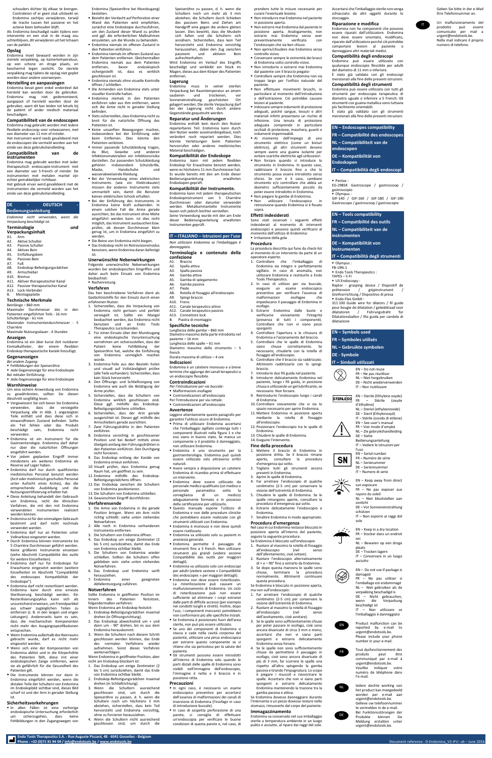schouders dichter bij elkaar te brengen. Controleren of er geen stuk uitsteekt en Endomina zachtjes verwijderen, terwijl de tractie tussen het passieve en het actieve been behouden blijft.

Als Endomina beschadigd raakt tijdens een interventie en een stuk in de maag zou achterblijven, dit verwijderen uit het lichaam van de patiënt.

## Opslag

Endomina moet bewaard worden in zijn steriele verpakking, op kamertemperatuur, op een schone en droge plaats, en beschermd tegen zonlicht. De steriele verpakking mag tijdens de opslag niet geplet worden door andere voorwerpen.

## Herstelling en aanpassingen

Endomina bevat geen enkel onderdeel dat hersteld kan worden door de gebruiker. Endomina mag niet gedemonteerd, aangepast of hersteld worden door de gebruiker, want dit kan leiden tot letsels bij de patiënt of ander medisch materiaal beschadigen.

## Compatibiliteit van de endoscopen

Endomina mag gebruikt worden met iedere flexibele endoscoop voor volwassenen, met een diameter van 11 mm of minder.

Het instrument werd reeds gevalideerd met de endoscopen die vermeld worden aan het einde van deze gebruikshandleiding.

## Compatibiliteit van de instrumenten

Endomina mag gebruikt worden met ieder therapeutisch endoscopie-instrument met een diameter van 5 French of minder. De instrumenten met metalen mantel zijn echter gemakkelijker richtbaar.

Het gebruik ervan werd gevalideerd met de instrumenten die vermeld worden aan het einde van deze gebruikshandleiding.

## DE - DEUTSCH Bedienungsanleitung

*Endomina nicht verwenden, wenn die Verpackung beschädigt ist.*

### Terminologie und Verpackungsinhalt

A1. Arm
A2. Aktive Schulter
A3. Passive Schulter
A4. Aktives Bein
A5. Entfaltungsbein
A6. Passives Bein
A7. Fuß
A8. Endoskop-Befestigungsrädchen
A9. Armschieber
A10. Bremse
A11. Aktiver therapeutischer Kanal
A12. Passiver therapeutischer Kanal
A13. Lock-Verbinder
B. Montageplatte

### Technische Merkmale

Beinlänge – 860 mm
Maximaler Durchmesser des in den Patienten eingeführten Teils - 16 mm
Schulterlänge - 61 mm
Maximaler Instrumentendurchmesser - 5 Charrière
Maximale Nutzungsdauer - 4 Stunden

### Anzeigen

Endomina ist ein über kurze Zeit nutzbarer Einmalkatheter, der einen flexiblen Endoskop therapeutische Kanäle hinzufügt.

### Gegenanzeigen

*Bei oralem Zugang:*

- Fehlbildungen der Speiseröhre
- Jede Gegenanzeige für eine Endoskopie

Bei rektaler Einführung:

- Jede Gegenanzeige für eine Endoskopie

### Warnhinweise

Um eine sichere Anwendung von Endomina zu gewährleisten, sollten Sie diesen Abschnitt sorgfältig lesen.

- Vergewissern Sie sich bevor Sie Endomina verwenden, dass die versiegelte Verpackung alle in Abb. 1 angezeigten Teile enthält und dass diese sich in einwandfreiem Zustand befinden. Sollte ein Teil fehlen oder das Produkt beschädigt sein, Endomina nicht verwenden.
- Endomina ist ein Instrument für die Gastroenterologie. Endomina darf daher nur über die natürlichen Öffnungen eingeführt werden.
- Vor jedem geplanten Eingriff immer mindestens ein weiteres Endomina als Reserve auf Lager haben.
- Endomina darf nur durch qualifiziertes medizinisches Personal benutzt werden (Arzt oder medizinisch geschultes Personal unter Aufsicht eines Arztes), das die entsprechende Ausbildung und die Nutzungszertifizierung erhalten hat.
- Diese Anleitung behandelt den Gebrauch von Endomina, nicht die klinischen Verfahren, die mit dem mit Endomina verwendeten Instrumenten realisiert werden können.
- Endomina ist für den einmaligen Gebrauch bestimmt und darf nicht nochmals verwendet werden.
- Endomina darf nur an Patienten unter Vollnarkose eingesetzt werden.
- Durch Endomina können Instrumente bis 5 Charrière Durchmesser geführt werden. Keine größeren Instrumente einsetzen (siehe Abschnitt Compatibilité des outils für weitere Einzelheiten).
- Endomina darf nur für Endoskope für Erwachsene eingesetzt werden (weitere Einzelheiten im Abschnitt "Compatibilité des endoscopes Kompatibilität der Endoskope").
- Endomina darf nicht resterilisiert werden. Endomina kann durch eine erneute Sterilisierung beschädigt werden. Ein Resterilisierungszyklus kann sich als unzureichend erweisen, um Fremdpartikel aus schwer zugänglichen Teilen zu entfernen (z. B. in den langen und engen Leitungen). Andererseits kann es sein, dass die mechanischen Komponenten nicht mehr den Ausgangsspezifikationen entsprechen.
- Wenn Endomina außerhalb des Reinraums gebracht wurde, darf es nicht mehr eingesetzt werden.
- Wenn sich eine der Komponenten von Endomina ablöst und in die Körperhöhle des Patienten fällt, diese mit einer endoskopischen Zange entfernen, wenn sie als gefährlich für die Gesundheit des Patienten gilt.
- Die Instrumente können nur dann in Endomina eingeführt werden, wenn die distalen Teile der Schultern von Endomina im Endoskopbild sichtbar sind, dieses Bild scharf ist und der Arm in gerader Stellung ist.

### Sicherheitsvorkehrungen

- In allen Fällen ist eine vorherige endoskopische Untersuchung erforderlich um sicherzugehen, dass keine Fehlbildungen in den Zugangswegen von Endomina (Speiseröhre bei Mundzugang) bestehen.
- Besteht der Verdacht auf Perforation einer Wand des Patienten wird empfohlen, zunächst eine Endoskopie durchzuführen, um den Zustand dieser Wand zu prüfen und ggf. die erforderlichen Maßnahmen einzuleiten, um die Wunde zu behandeln.
- Endomina niemals im offenen Zustand in den Patienten einführen.
- Endomina niemals im offenen Zustand aus dem Patienten entfernen. Gleichermaßen Endomina niemals aus dem Patienten entfernen, bevor endoskopisch sichergestellt ist, dass es wirklich geschlossen ist.
- Endomina niemals ohne visuelle Kontrolle öffnen / schließen.
- Die Armenden von Endomina stets unter visueller Kontrolle halten.
- Endomina niemals in den Patienten einführen oder aus ihm entfernen, wenn sich die Arme nicht in gerader Stellung befinden.
- Stets sicherstellen, dass Endomina nicht zu breit für die natürliche Öffnung des Patienten ist.
- Keine unsanften Bewegungen machen, insbesondere bei der Einführung oder beim Entfernen. Dies könnte den Patienten verletzen.
- Immer passende Schutzkleidung tragen, da Blut, Gewebe und anderen Infektionsmaterialien ein Infektionsrisiko darstellen. Zur passenden Schutzkleidung gehören insbesondere Schutzbrille, Maske, Handschuhe und wasserabweisende Kleidung.
- Bei der Verwendung eines elektrischen Instruments (wie ein Elektrokauter) müssen die anderen Instrumente stets ummantelt sein, damit die Benutzer keinen elektrischen Schock erhalten.
- Bei der Einführung des Instruments in Endomina keine Kraft aufwenden. In einem solchen Fall die Arme gerade ausrichten, bis das Instrument ohne Mühe eingeführt werden kann. Ist dies nicht möglich, das Instrument austauschen bzw. prüfen, ob dessen Durchmesser klein genug ist, um in Endomina eingeführt zu werden.
- Die Beine von Endomina nicht biegen.
- Das Endoskop nicht im Retroversionsmodus benutzen, wenn Endomina daran befestigt ist.

### Unerwünschte Nebenwirkungen

Folgende unerwünschte Nebenwirkungen wurden bei endoskopischen Eingriffen und daher auch beim Einsatz von Endomina beobachtet:

- Rachenreizung

### Verfahren

Das hier beschriebene Verfahren dient als Gedächtnishilfe für den Einsatz durch einen erfahrenen Nutzer.

1. Sicherstellen, dass die Verpackung von Endomina intakt und perfekt versiegelt ist. Sollte ein Mangel beobachtet werden, das Endomina nicht benutzen und an Endo Tools Therapeutics zurücksenden.
2. Für einen Einsatz über den Mundzugang eine endoskopische Voruntersuchung vornehmen um sicherzustellen, dass der Patient keine Fehlbildung der Speiseröhre hat, welche die Einführung von Endomina unmöglich machen würde.
3. Endomina-Teile aus den Beuteln holen und visuell auf Vollständigkeit prüfen (alle Teile vorhanden). Sicherstellen, dass kein Stück hervorsteht.
4. Den Öffnungs- und Schließvorgang von Endomina über die Betätigung der Arme prüfen.
5. Sicherstellen, dass die Schultern von Endomina wirklich geschlossen sind. Diese ggf. mithilfe des Endoskop-Befestigungsrädchens schließen.
6. Sicherstellen, dass der Arm gerade ausgerichtet ist. Diesen ggf. mithilfe des Armschiebers gerade ausrichten.
7. Zwei Führungsdrähte in den Patienten einführen.
8. Endomina vorsichtig in geschlossener Position und bei Bedarf mittels eines Gleitgels entlang den Führungsdrähten in den Patienten einführen. Den Durchgang nicht forcieren.
9. Das Endoskop entlang der Kanäle von Endomina erneut einführen.
10. Visuell prüfen, dass Endomina genug Raum hat, um geöffnet zu sein.
11. Endomina mithilfe des Endoskop-Befestigungsrädchens öffnen.
12. Das Endoskop zwischen die Schultern von Endomina positionieren.
13. Die Schultern von Endomina schließen.
14. Gewünschten Eingriff durchführen.

### Verfahrensende

1. Die Arme von Endomina in die gerade Position bringen. Wenn ein Arm nicht richtig schließt: siehe unten stehendes Notverfahren.
2. Alle noch in Endomina vorhandenen Instrumente entfernen.
3. Die Schultern von Endomina öffnen.
4. Das Endoskop um einige Zentimeter (2 bis 5 cm) zurückziehen, damit das Ende von Endomina sichtbar bleibt.
5. Die Schultern von Endomina wieder schließen. Sollten die Schultern offen geblieben sein: siehe unten stehendes Notverfahren.
6. Das Endoskop und Endomina sanft herausziehen.
7. Endomina einer geeigneten Abfallentsorgung zuführen.

### Notverfahren

Sollte Endomina in geöffneter Position im Innern des Patienten festsitzen, folgendermaßen verfahren:

Wenn Endomina am Endoskop festsitzt:

1. Das Endoskop-Befestigungsrädchen maximal drehen (in Öffnungsrichtung).
2. Das Endoskop abwechselnd um + und dann um - 90° drehen, bis es aus dem Endomina herauskommt.
3. Wenn die Schultern nach diesem Schritt geschlossen werden können, das Ende des normalen Verfahrens wieder aufnehmen. Sonst dieses Verfahren weiterverfolgen.

Wenn Endomina in geöffneter Position, aber nicht am Endoskop blockiert ist:

1. Das Endoskop um einige Zentimeter (2 bis 5 cm) zurückziehen, damit das Ende von Endomina sichtbar bleibt.
2. Endoskop-Befestigungsrädchen maximal drehen (in Schließrichtung).
3. Wenn die Schultern ausreichend geschlossen sind, um durch die Speiseröhre zu passen, d. h. wenn die Schultern noch um höchstens 3 mm abstehen, sicherstellen, dass kein Teil hervorsteht und Endomina vorsichtig, ohne zu forcieren herausziehen.
4. Wenn die Schultern nicht ausreichend geschlossen sind, um durch die Speiseröhre zu passen, d. h. wenn die Schultern noch um mehr als 3 mm abstehen, die Schultern durch Schieben des passiven Beins und Ziehen am Handgriff eine gegen die andere gleiten lassen. Dies bewirkt, dass die Muskeln sich falten und die Schultern sich annähern. Sicherstellen, dass kein Teil hervorsteht und Endomina vorsichtig herausziehen, dabei den Zug zwischen passivem und aktivem Bein aufrechterhalten.

Wird Endomina im Verlauf des Eingriffs beschädigt und verbleibt ein Stück im Magen, dieses aus dem Körper des Patienten entfernen.

### Lagerung

Endomina muss in seiner sterilen Verpackung bei Raumtemperatur an einem sauberen und trockenen, vor Sonneneinstrahlung geschützten Ort gelagert werden. Die sterile Verpackung darf bei der Lagerung nicht durch andere Gegenstände gequetscht werden.

### Reparatur und Änderungen

Endomina enthält kein durch den Nutzer reparierbares Teil. Endomina kann durch den Nutzer weder auseinandergebaut, noch verändert noch repariert werden. Dies könnte Verletzungen beim Patienten hervorrufen oder anderes medizinisches Material beschädigen.

### Kompatibilität der Endoskope

Endomina kann mit jedem flexiblen Endoskop für Erwachsene benutzt werden, wenn es höchstens 11 mm Durchmesser hat. Es wurde bereits mit den am Ende dieser Bedienungsanleitung erwähnten Endoskopen geprüft.

### Kompatibilität der Instrumente.

Endomina kann mit jedem therapeutischen Endoskopinstrument von 5 Charrière Durchmesser oder darunter verwendet werden. Metallummantelte Instrumente lassen sich jedoch leichter verstellen. Seine Verwendung wurde mit den am Ende dieser Bedienungsanleitung erwähnten Instrumenten geprüft.

## IT – ITALIANO – Istruzioni per l'uso

*Non utilizzare Endomina se l'imballaggio è danneggiato.*

### Terminologia e contenuto della confezione

A1. Braccio
A2. Spalla attiva
A3. Spalla passiva
A4. Gamba attiva
A5. Gamba di spiegamento
A6. Gamba passiva
A7. Piede
A8. Rotella di fissaggio all'endoscopio
A9. Spingi-braccio
A10. Freno
A11. Canale terapeutico attivo
A12. Canale terapeutico passivo
A13. Connettore lock
B. Piastra di montaggio

### Specifiche tecniche

Lunghezza delle gambe – 860 mm
Diametro massimo della parte introdotta nel paziente – 16 mm
Lunghezza delle spalle – 61 mm
Diametro massimo dello strumento – 5 french
Durata massima di utilizzo – 4 ore

### Indicazioni

Endomina è un catetere monouso e a breve termine che aggiunge dei canali terapeutici a un endoscopio flessibile.

### Controindicazioni

*Per l'introduzione per via buccale:*

- Malformazioni esofagee
- Controindicazioni all'endoscopia

Per l'introduzione per via rettale:

- Controindicazioni all'endoscopia

### Avvertenze

Leggere attentamente questo paragrafo per garantire l'utilizzo sicuro di Endomina.

- Prima di utilizzare Endomina accertarsi che l'imballaggio sigillato contenga tutti i componenti illustrati nella figura 1 e che essi siano in buono stato. Se manca un componente o il prodotto è danneggiato, non utilizzare Endomina.
- Endomina è uno strumento per la gastroenterologia. Endomina può quindi essere utilizzato solo attraverso orifizi naturali.
- Avere sempre a disposizione un catetere Endomina di ricambio prima di effettuare un intervento.
- Endomina deve essere utilizzato da personale medico qualificato (un medico o personale paramedico sotto la sorveglianza di un medico) adeguatamente formato e in possesso della certificazione per utilizzarlo.
- Questo manuale espone l'utilizzo di Endomina e non delle procedure cliniche che potrebbero essere realizzate con gli strumenti utilizzati con Endomina.
- Endomina è monouso e non deve quindi essere riutilizzato.
- Endomina va utilizzato solo su pazienti in anestesia generale.
- Endomina permette il passaggio di strumenti fino a 5 french. Non utilizzare strumenti più grandi (vedere sezione Compatibilité des outils per maggiori dettagli).
- Endomina va utilizzato solo con endoscopi per adulti (vedere sezione « Compatibilità des endoscopes » per maggiori dettagli).
- Endomina non deve essere risterilizzato. La risterilizzazione può causare un malfunzionamento di Endomina. Un ciclo di risterilizzazione può non essere sufficiente ad eliminare i corpi estranei dalle parti di difficile accesso (per esempio nei condotti lunghi e stretti). Inoltre, dopo l'uso, i componenti meccanici potrebbero non conformarsi più alle specifiche iniziali.
- Se Endomina è posizionato fuori dall'area sterile, non può più essere utilizzato.
- Se uno dei componenti di Endomina si stacca e cade nella cavità corporea del paziente, utilizzare una pinza endoscopica per estrarre questo componente se si ritiene che sia pericoloso per la salute del paziente.
- Gli strumenti possono essere introdotti all'interno di Endomina solo quando le parti distali delle spalle di Endomina sono visibili nell'immagine dell'endoscopio, l'immagine è netta e il braccio è in posizione retta.

### Precauzioni

- In ogni caso, è necessario un esame endoscopico preventivo per accertarsi dell'assenza di malformazioni dei canali di inserzione di Endomina (l'esofago in caso di introduzione buccale).
- In caso di sospetta perforazione di una parete, si consiglia di effettuare un'endoscopia per verificare le buone condizioni di questa parete e, nel caso, di prendere tutte le misure necessarie per curare l'eventuale lesione.
- Non introdurre mai Endomina nel paziente in posizione aperta.
- Non estrarre mai Endomina dal paziente in posizione aperta. Analogamente, non estrarre mai Endomina senza aver preventivamente verificato con l'endoscopio che sia ben chiuso.
- Non aprire/chiudere mai Endomina senza controllo visivo.
- Conservare sempre le estremità dei bracci di Endomina sotto controllo visivo.
- Non introdurre o estrarre mai Endomina dal paziente con il braccio piegato.
- Controllare sempre che Endomina non sia troppo largo per l'orifizio naturale del paziente.
- Non effettuare movimenti bruschi, in particolare al momento dell'introduzione e dell'estrazione. Ciò potrebbe causare lesioni al paziente.
- Indossare sempre indumenti di protezione adeguati, poiché sangue, tessuti e altri materiali infetti presentano un rischio di infezione. Una tenuta di protezione adeguata comprende in particolare occhiali di protezione, maschera, guanti e indumenti impermeabili.
- Al momento dell'impiego di uno strumento elettrico (come un bisturi elettrico), gli altri strumenti devono sempre avere una guaina isolante per evitare scariche elettriche agli utilizzatori.
- Non forzare quando si introduce lo strumento in Endomina. In questo caso, raddrizzare il braccio fino a che lo strumento possa essere introdotto senza sforzo. Se non è il caso, cambiare strumento e/o controllare che abbia un diametro sufficientemente piccolo da poter essere introdotto in Endomina.
- Non piegare le gambe di Endomina.
- Non utilizzare l'endoscopio in retrovisione quando Endomina vi è fissato sopra.

### Effetti indesiderati

Sono stati osservati i seguenti effetti indesiderati al momento di interventi endoscopici e possono quindi verificarsi al momento dell'utilizzo di Endomina:

- Irritazione della gola

### Procedura

La procedura descritta qui funge da check-list al momento di un intervento da parte di un operatore esperto.

1. Controllare che l'imballaggio di Endomina sia integro e perfettamente sigillato. In caso di anomalia, non utilizzare Endomina e restituirlo a Endo Tools Therapeutics.
2. In caso di utilizzo per via buccale, eseguire un esame endoscopico preventivo per verificare l'assenza di malformazioni esofagee che impediscano il passaggio di Endomina in esofago.
3. Estrarre Endomina dalle buste e verificarne visivamente l'integrità (presenza di tutti i componenti). Controllare che non vi siano pezzi sporgenti.
4. Controllare l'apertura e la chiusura di Endomina e l'azionamento del braccio.
5. Controllare che le spalle di Endomina siano chiuse correttamente. Se necessario, chiuderle con la rotella di fissaggio all'endoscopio.
6. Controllare che il braccio sia raddrizzato. Altrimenti raddrizzarlo con lo spingi-braccio.
7. Introdurre due fili guida nel paziente.
8. Introdurre delicatamente Endomina nel paziente, lungo i fili guida, in posizione chiusa e utilizzando un gel lubrificante, se necessario. Non forzare.
9. Reintrodurre l'endoscopio lungo i canali di Endomina.
10. Controllare visivamente che vi sia lo spazio necessario per aprire Endomina.
11. Mettere Endomina in posizione aperta mediante la rotella di fissaggio all'endoscopio.
12. Posizionare l'endoscopio tra le spalle di Endomina.
13. Chiudere le spalle di Endomina.
14. Eseguire l'intervento.

### Fine della procedura

1. Mettere il braccio di Endomina in posizione dritta. Se il braccio rimane aperto, consultare la procedura d'emergenza qui sotto.
2. Togliere tutti gli strumenti ancora presenti in Endomina.
3. Aprire le spalle di Endomina.
4. Far arretrare l'endoscopio di qualche centimetro (2-5 cm) per conservare la visione dell'estremità di Endomina.
5. Chiudere le spalle di Endomina. Se le spalle rimangono aperte, consultare la procedura d'emergenza qui sotto.
6. Estrarre delicatamente l'endoscopio e Endomina.
7. Smaltire Endomina in modo appropriato.

### Procedura d'emergenza

Nel caso in cui Endomina restasse bloccato in posizione aperta all'interno del paziente, seguire la seguente procedura:

Se Endomina è bloccato sull'endoscopio

1. Ruotare al massimo la rotella di fissaggio all'endoscopio (nel senso dell'allentamento, cioè svitare).
2. Ruotare l'endoscopio alternativamente di + e – 90° fino a estrarlo da Endomina.
3. Se dopo questa manovra le spalle sono chiuse, terminare la procedura normalmente. Altrimenti continuare questa procedura.

Se Endomina è bloccato in posizione aperta, ma non sull'endoscopio:

1. Far arretrare l'endoscopio di qualche centimetro (2-5 cm) per conservare la visione dell'estremità di Endomina.
2. Ruotare al massimo la rotella di fissaggio all'endoscopio (nel senso dell'avvitamento, cioè avvitare).
3. Se le spalle sono sufficientemente chiuse per poter passare in esofago, cioè sono ancora divaricate di circa 3 mm o meno, accertarsi che non vi siano parti sporgenti e estrarre delicatamente Endomina senza forzare.
4. Se le spalle non sono sufficientemente chiuse da permettere il passaggio in esofago, cioè sono ancora divaricate di più di 3 mm, far scorrere le spalle una rispetto all'altra spingendo la gamba passiva e tirando l'impugnatura. Lo scopo è piegare i muscoli e riavvicinare le spalle. Accertarsi che non vi siano parti sporgenti e estrarre delicatamente Endomina mantenendo la trazione tra la gamba passiva e attiva.

Se Endomina dovesse danneggiarsi durante l'intervento e un pezzo dovesse restare nello stomaco, rimuoverlo dal corpo del paziente.

### Immagazzinamento

Endomina va conservato nel suo imballaggio sterile a temperatura ambiente in un luogo pulito e asciutto, al riparo dai raggi del sole.

Accertarsi che l'imballaggio sterile non venga schiacciato da altri oggetti durante lo stoccaggio.

### Riparazione e modifica

Endomina non ha componenti che possono essere riparati dall'utilizzatore. Endomina non deve essere smontato, modificato, riparato dall'utilizzatore perché ciò potrebbe comportare lesioni al paziente o danneggiare altri materiali medici.

### Compatibilità degli endoscopi

Endomina può essere utilizzato con qualunque endoscopio flessibile per adulti del diametro di 11 mm o inferiore.

È stato già validato con gli endoscopi menzionati alla fine delle presenti istruzioni.

### Compatibilità degli strumenti

Endomina può essere utilizzato con tutti gli strumenti per endoscopia terapeutica di diametro uguale o inferiore a 5 French. Gli strumenti con guaina metallica sono tuttavia più facilmente orientabili.

È stato già validato con gli strumenti menzionati alla fine delle presenti istruzioni.

## EN – Endoscopes compatibility
## FR – Compatibilité des endoscopes
## NL – Compatibiliteit van de endoscopen
## DE – Kompatibilität von Endoskopen
## IT – Compatibilità degli endoscopi

- Pentax :
EG-2985K Gastroscope / gastroscoop / gastroscopio
- Olympus :
GIF-140 / GIF-160 / GIF-180 / GIF-190 Gastroscope / gastroscoop / gastroscopio

## EN – Tools compatibility
## FR – Compatibilité des outils
## NL – Compatibiliteit van de instrumenten
## DE – Kompatibilität von Instrumenten
## IT – Compatibilità degli strumenti

- Olympus :
FB-19N-1
- Endo Tools Therapeutics :
TAPES – 5 Fr
- US Endoscopy :
Raptor - grasping device / Dispositif de préhension / grijpinstrument / Greifvorrichtung / Dispositivo di presa
- Endo-Flex GmbH :
311 100 Guide wire for dilators / fil guide pour bougie de dilatation / geleiddraad voor dilatatoren / Führungsdraht für Dilatationsballon / filo guida per candela di dilatazione

## EN – Symbols used
## FR – Symboles utilisés
## NL – Gebruikte symbolen
## DE - Symbole
## IT – Simboli utilizzati

EN – Do not reuse
FR – Ne pas réutiliser
NL – Niet hergebruiken
DE – Nicht wiederverwenden
IT – Non riutilizzare

STERILE EO

EN – Sterile (Ethylene oxyde)
FR – Stérile (oxyde d'éthylène)
NL – steriel (ethyleenoxide)
DE – Steril (Ethylenoxyd)
IT – Sterile (ossido di etilene)

EN – See user's manual
FR – Voir mode d'emploi
NL – Zie gebruikshandleiding
DE – Siehe Bedienungsanleitung
IT – Vedere le istruzioni per l'uso

SN

EN – Serial number
FR – Numéro de série
NL – Serienummer
DE – Seriennummer
IT – Numero di serie

EN – Keep away from direct sun exposure
FR – Ne pas exposer aux rayons du soleil
NL – Niet blootstellen aan zonlicht
DE – Vor Sonneneinstrahlung schützen
IT – Non esporre ai raggi del sole

EN – Keep in a dry location
FR – Stocker dans un endroit sec
NL – Bewaren op een droge plaats
DE – Trocken lagern
IT – Conservare in un luogo asciutto

EN – Do not use if package is damaged
FR – Ne pas utiliser si l'emballage est endommagé
NL – Niet gebruiken als de verpakking beschadigd is
DE – Nicht gebrauchen, wenn die Verpackung beschädigt ist
IT – Non utilizzare se l'imballaggio è danneggiato

EN — Product malfunction can be reported by e-mail to urgent@endotools.be. Please include your phone number in your e-mail.

FR — Tout dysfonctionnement des produits peut être communiqué par e-mail à urgent@endotools.be. Veuillez indiquer votre numéro de téléphone dans l'e-mail.

NL — Iedere slechte werking van het product kan meegedeeld worden per e-mail aan urgent@endotools.be. Gelieve uw telefoonnummer te vermelden in de e-mail.

DE — Bei Funktionsstörungen der Produkte können Sie Meldung erstatten unter urgent@endotools.be. Geben Sie bitte in der e-Mail Ihre Telefonnummer an.

IT — Un malfunzionamento del prodotto può essere comunicato per mail a urgent@endotools.be. Nella mail indicare il proprio numero di telefono.

**Endo Tools Therapeutics S.A. - Rue Auguste Piccard, 48 - 6041 Gosselies - Belgium**
**Phone : +32 (0)71 91 94 09 / info@endotools.be / www.endotools.be**

Document reference : D-Endomina_V2-IFU--v6 – June 2016